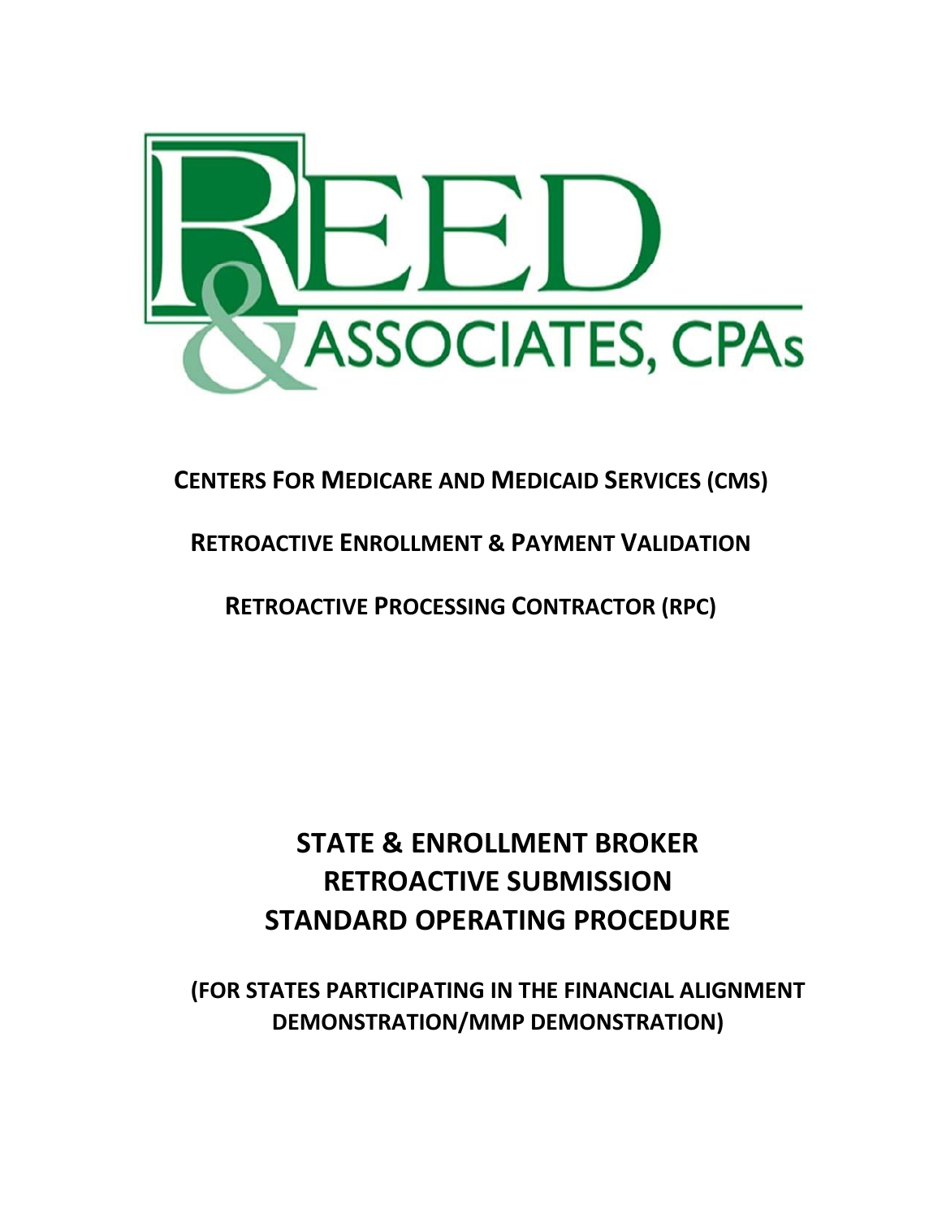REED & ASSOCIATES, CPAs

**CENTERS FOR MEDICARE AND MEDICAID SERVICES (CMS)**

**RETROACTIVE ENROLLMENT & PAYMENT VALIDATION**

**RETROACTIVE PROCESSING CONTRACTOR (RPC)**

# STATE & ENROLLMENT BROKER RETROACTIVE SUBMISSION STANDARD OPERATING PROCEDURE

**(FOR STATES PARTICIPATING IN THE FINANCIAL ALIGNMENT DEMONSTRATION/MMP DEMONSTRATION)**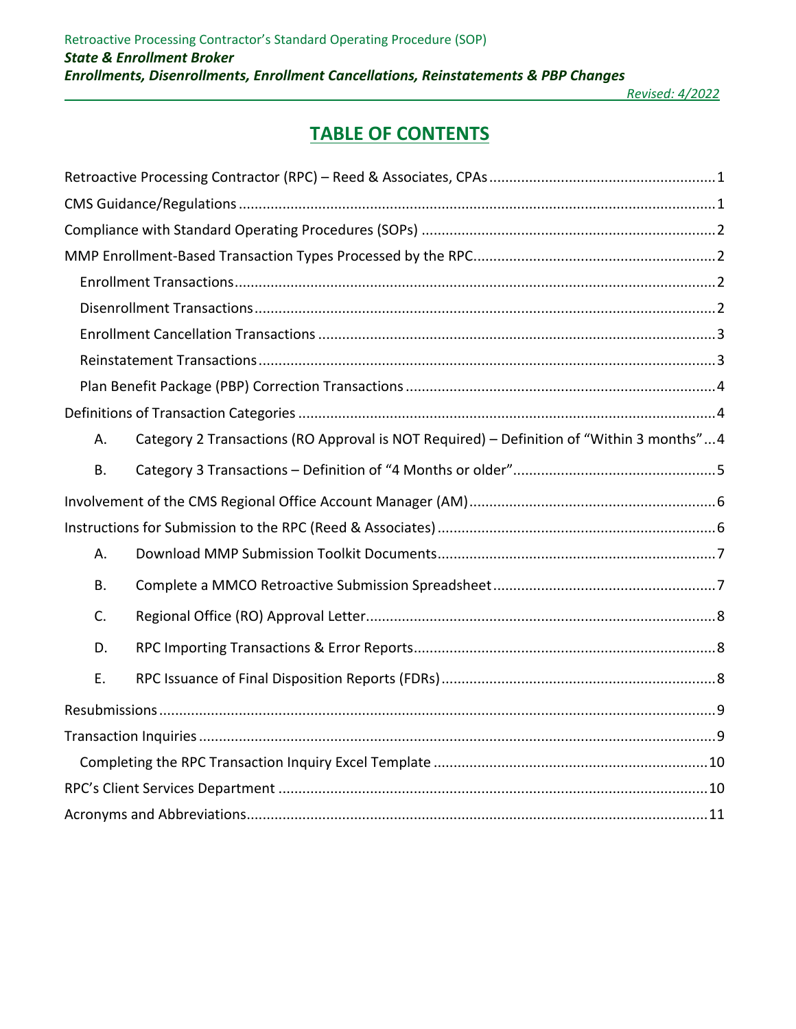# TABLE OF CONTENTS

Retroactive Processing Contractor (RPC) – Reed & Associates, CPAs ........ 1
CMS Guidance/Regulations ........ 1
Compliance with Standard Operating Procedures (SOPs) ........ 2
MMP Enrollment-Based Transaction Types Processed by the RPC ........ 2
- Enrollment Transactions ........ 2
- Disenrollment Transactions ........ 2
- Enrollment Cancellation Transactions ........ 3
- Reinstatement Transactions ........ 3
- Plan Benefit Package (PBP) Correction Transactions ........ 4

Definitions of Transaction Categories ........ 4
- A. Category 2 Transactions (RO Approval is NOT Required) – Definition of "Within 3 months" ... 4
- B. Category 3 Transactions – Definition of "4 Months or older" ........ 5

Involvement of the CMS Regional Office Account Manager (AM) ........ 6
Instructions for Submission to the RPC (Reed & Associates) ........ 6
- A. Download MMP Submission Toolkit Documents ........ 7
- B. Complete a MMCO Retroactive Submission Spreadsheet ........ 7
- C. Regional Office (RO) Approval Letter ........ 8
- D. RPC Importing Transactions & Error Reports ........ 8
- E. RPC Issuance of Final Disposition Reports (FDRs) ........ 8

Resubmissions ........ 9
Transaction Inquiries ........ 9
- Completing the RPC Transaction Inquiry Excel Template ........ 10

RPC's Client Services Department ........ 10
Acronyms and Abbreviations ........ 11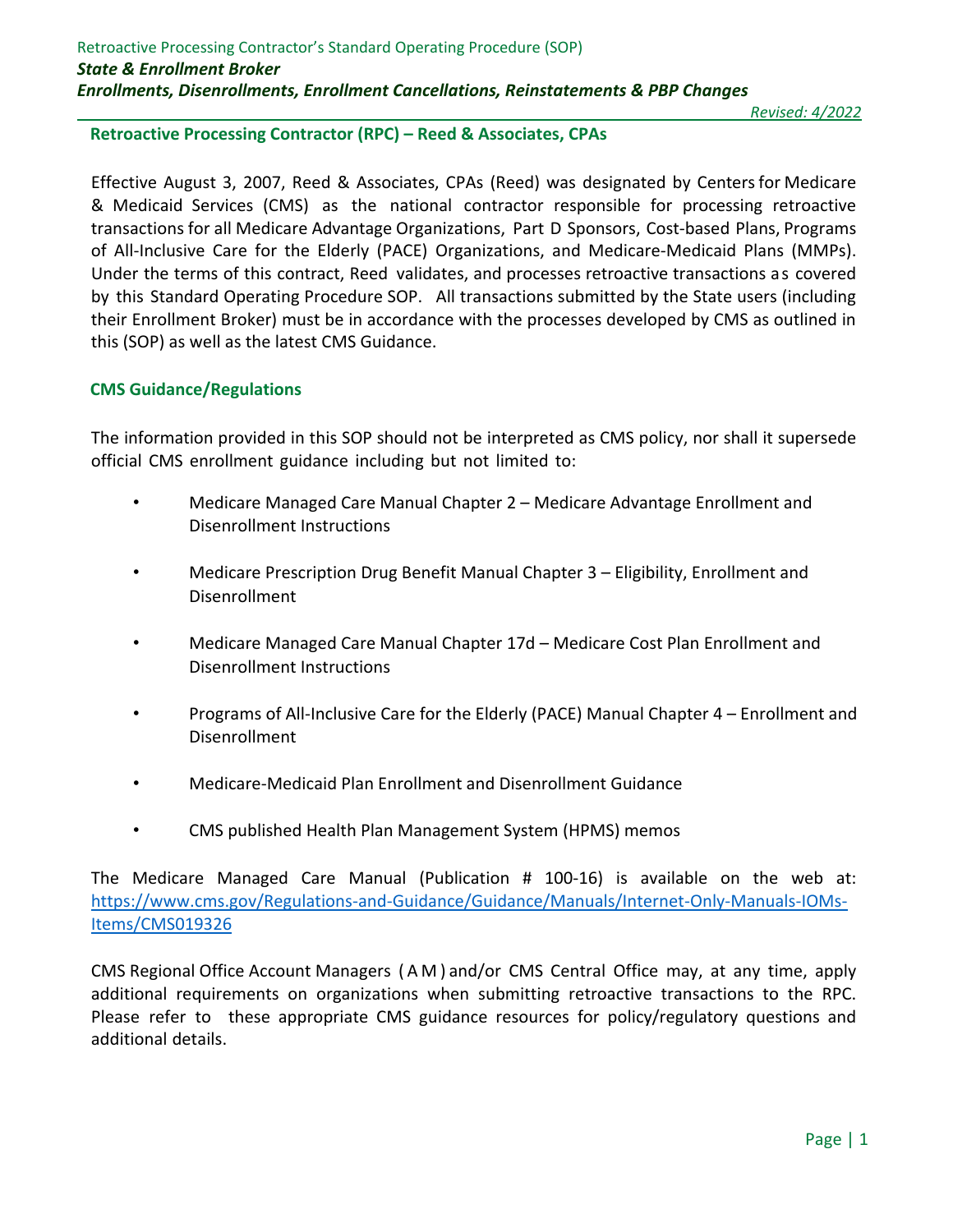## Retroactive Processing Contractor (RPC) – Reed & Associates, CPAs

Effective August 3, 2007, Reed & Associates, CPAs (Reed) was designated by Centers for Medicare & Medicaid Services (CMS) as the national contractor responsible for processing retroactive transactions for all Medicare Advantage Organizations, Part D Sponsors, Cost-based Plans, Programs of All-Inclusive Care for the Elderly (PACE) Organizations, and Medicare-Medicaid Plans (MMPs). Under the terms of this contract, Reed validates, and processes retroactive transactions as covered by this Standard Operating Procedure SOP. All transactions submitted by the State users (including their Enrollment Broker) must be in accordance with the processes developed by CMS as outlined in this (SOP) as well as the latest CMS Guidance.

## CMS Guidance/Regulations

The information provided in this SOP should not be interpreted as CMS policy, nor shall it supersede official CMS enrollment guidance including but not limited to:

- Medicare Managed Care Manual Chapter 2 – Medicare Advantage Enrollment and Disenrollment Instructions
- Medicare Prescription Drug Benefit Manual Chapter 3 – Eligibility, Enrollment and Disenrollment
- Medicare Managed Care Manual Chapter 17d – Medicare Cost Plan Enrollment and Disenrollment Instructions
- Programs of All-Inclusive Care for the Elderly (PACE) Manual Chapter 4 – Enrollment and Disenrollment
- Medicare-Medicaid Plan Enrollment and Disenrollment Guidance
- CMS published Health Plan Management System (HPMS) memos

The Medicare Managed Care Manual (Publication # 100-16) is available on the web at: [https://www.cms.gov/Regulations-and-Guidance/Guidance/Manuals/Internet-Only-Manuals-IOMs-Items/CMS019326](https://www.cms.gov/Regulations-and-Guidance/Guidance/Manuals/Internet-Only-Manuals-IOMs-Items/CMS019326)

CMS Regional Office Account Managers (AM) and/or CMS Central Office may, at any time, apply additional requirements on organizations when submitting retroactive transactions to the RPC. Please refer to these appropriate CMS guidance resources for policy/regulatory questions and additional details.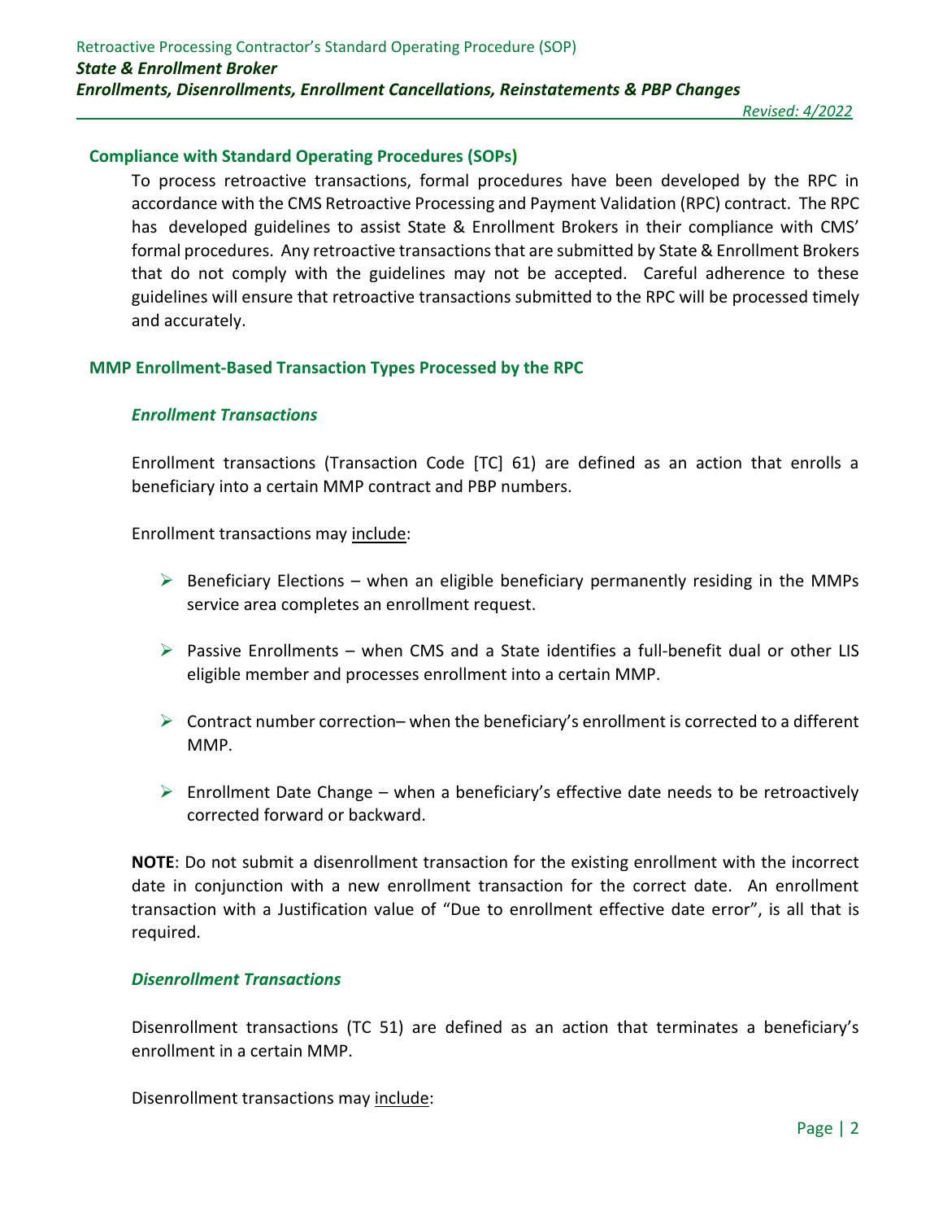## Compliance with Standard Operating Procedures (SOPs)

To process retroactive transactions, formal procedures have been developed by the RPC in accordance with the CMS Retroactive Processing and Payment Validation (RPC) contract. The RPC has developed guidelines to assist State & Enrollment Brokers in their compliance with CMS' formal procedures. Any retroactive transactions that are submitted by State & Enrollment Brokers that do not comply with the guidelines may not be accepted. Careful adherence to these guidelines will ensure that retroactive transactions submitted to the RPC will be processed timely and accurately.

## MMP Enrollment-Based Transaction Types Processed by the RPC

### *Enrollment Transactions*

Enrollment transactions (Transaction Code [TC] 61) are defined as an action that enrolls a beneficiary into a certain MMP contract and PBP numbers.

Enrollment transactions may <u>include</u>:

- Beneficiary Elections – when an eligible beneficiary permanently residing in the MMPs service area completes an enrollment request.
- Passive Enrollments – when CMS and a State identifies a full-benefit dual or other LIS eligible member and processes enrollment into a certain MMP.
- Contract number correction– when the beneficiary's enrollment is corrected to a different MMP.
- Enrollment Date Change – when a beneficiary's effective date needs to be retroactively corrected forward or backward.

**NOTE**: Do not submit a disenrollment transaction for the existing enrollment with the incorrect date in conjunction with a new enrollment transaction for the correct date. An enrollment transaction with a Justification value of "Due to enrollment effective date error", is all that is required.

### *Disenrollment Transactions*

Disenrollment transactions (TC 51) are defined as an action that terminates a beneficiary's enrollment in a certain MMP.

Disenrollment transactions may <u>include</u>: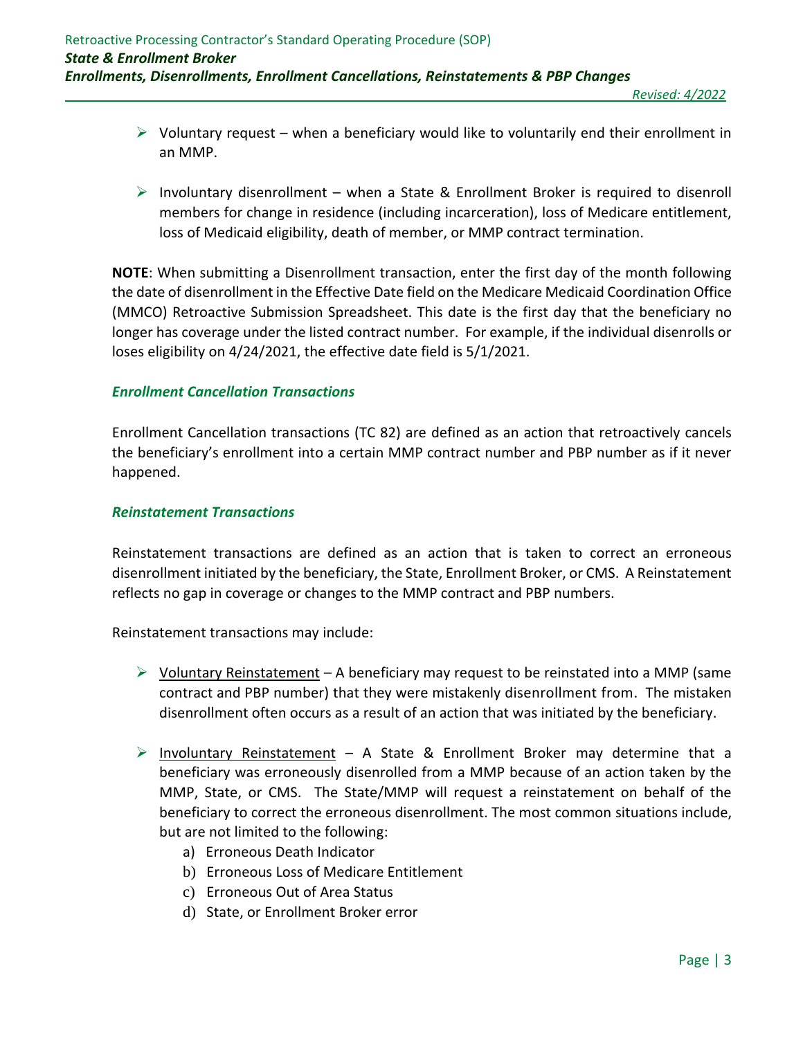- Voluntary request – when a beneficiary would like to voluntarily end their enrollment in an MMP.

- Involuntary disenrollment – when a State & Enrollment Broker is required to disenroll members for change in residence (including incarceration), loss of Medicare entitlement, loss of Medicaid eligibility, death of member, or MMP contract termination.

**NOTE**: When submitting a Disenrollment transaction, enter the first day of the month following the date of disenrollment in the Effective Date field on the Medicare Medicaid Coordination Office (MMCO) Retroactive Submission Spreadsheet. This date is the first day that the beneficiary no longer has coverage under the listed contract number. For example, if the individual disenrolls or loses eligibility on 4/24/2021, the effective date field is 5/1/2021.

### *Enrollment Cancellation Transactions*

Enrollment Cancellation transactions (TC 82) are defined as an action that retroactively cancels the beneficiary's enrollment into a certain MMP contract number and PBP number as if it never happened.

### *Reinstatement Transactions*

Reinstatement transactions are defined as an action that is taken to correct an erroneous disenrollment initiated by the beneficiary, the State, Enrollment Broker, or CMS. A Reinstatement reflects no gap in coverage or changes to the MMP contract and PBP numbers.

Reinstatement transactions may include:

- <u>Voluntary Reinstatement</u> – A beneficiary may request to be reinstated into a MMP (same contract and PBP number) that they were mistakenly disenrollment from. The mistaken disenrollment often occurs as a result of an action that was initiated by the beneficiary.

- <u>Involuntary Reinstatement</u> – A State & Enrollment Broker may determine that a beneficiary was erroneously disenrolled from a MMP because of an action taken by the MMP, State, or CMS. The State/MMP will request a reinstatement on behalf of the beneficiary to correct the erroneous disenrollment. The most common situations include, but are not limited to the following:
  a) Erroneous Death Indicator
  b) Erroneous Loss of Medicare Entitlement
  c) Erroneous Out of Area Status
  d) State, or Enrollment Broker error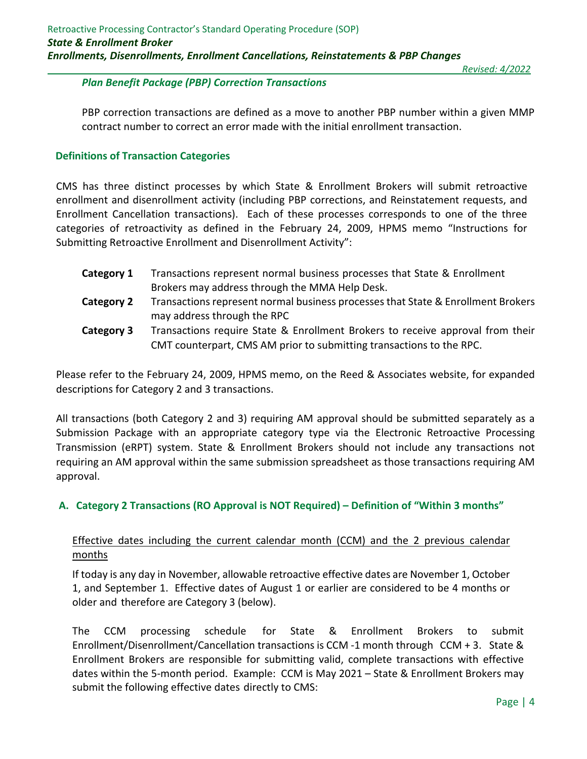### *Plan Benefit Package (PBP) Correction Transactions*

PBP correction transactions are defined as a move to another PBP number within a given MMP contract number to correct an error made with the initial enrollment transaction.

## Definitions of Transaction Categories

CMS has three distinct processes by which State & Enrollment Brokers will submit retroactive enrollment and disenrollment activity (including PBP corrections, and Reinstatement requests, and Enrollment Cancellation transactions). Each of these processes corresponds to one of the three categories of retroactivity as defined in the February 24, 2009, HPMS memo "Instructions for Submitting Retroactive Enrollment and Disenrollment Activity":

| | |
|---|---|
| **Category 1** | Transactions represent normal business processes that State & Enrollment Brokers may address through the MMA Help Desk. |
| **Category 2** | Transactions represent normal business processes that State & Enrollment Brokers may address through the RPC |
| **Category 3** | Transactions require State & Enrollment Brokers to receive approval from their CMT counterpart, CMS AM prior to submitting transactions to the RPC. |

Please refer to the February 24, 2009, HPMS memo, on the Reed & Associates website, for expanded descriptions for Category 2 and 3 transactions.

All transactions (both Category 2 and 3) requiring AM approval should be submitted separately as a Submission Package with an appropriate category type via the Electronic Retroactive Processing Transmission (eRPT) system. State & Enrollment Brokers should not include any transactions not requiring an AM approval within the same submission spreadsheet as those transactions requiring AM approval.

## A. Category 2 Transactions (RO Approval is NOT Required) – Definition of "Within 3 months"

Effective dates including the current calendar month (CCM) and the 2 previous calendar months

If today is any day in November, allowable retroactive effective dates are November 1, October 1, and September 1. Effective dates of August 1 or earlier are considered to be 4 months or older and therefore are Category 3 (below).

The CCM processing schedule for State & Enrollment Brokers to submit Enrollment/Disenrollment/Cancellation transactions is CCM -1 month through CCM + 3. State & Enrollment Brokers are responsible for submitting valid, complete transactions with effective dates within the 5-month period. Example: CCM is May 2021 – State & Enrollment Brokers may submit the following effective dates directly to CMS: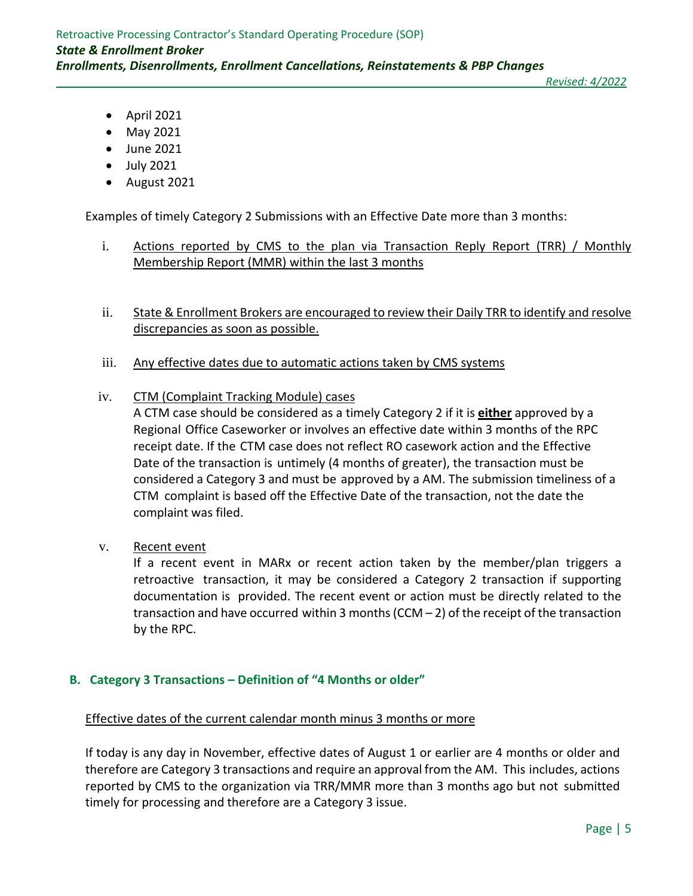- April 2021
- May 2021
- June 2021
- July 2021
- August 2021

Examples of timely Category 2 Submissions with an Effective Date more than 3 months:

i. Actions reported by CMS to the plan via Transaction Reply Report (TRR) / Monthly Membership Report (MMR) within the last 3 months

ii. State & Enrollment Brokers are encouraged to review their Daily TRR to identify and resolve discrepancies as soon as possible.

iii. Any effective dates due to automatic actions taken by CMS systems

iv. CTM (Complaint Tracking Module) cases

A CTM case should be considered as a timely Category 2 if it is **either** approved by a Regional Office Caseworker or involves an effective date within 3 months of the RPC receipt date. If the CTM case does not reflect RO casework action and the Effective Date of the transaction is untimely (4 months of greater), the transaction must be considered a Category 3 and must be approved by a AM. The submission timeliness of a CTM complaint is based off the Effective Date of the transaction, not the date the complaint was filed.

v. Recent event

If a recent event in MARx or recent action taken by the member/plan triggers a retroactive transaction, it may be considered a Category 2 transaction if supporting documentation is provided. The recent event or action must be directly related to the transaction and have occurred within 3 months (CCM – 2) of the receipt of the transaction by the RPC.

### B. Category 3 Transactions – Definition of "4 Months or older"

Effective dates of the current calendar month minus 3 months or more

If today is any day in November, effective dates of August 1 or earlier are 4 months or older and therefore are Category 3 transactions and require an approval from the AM. This includes, actions reported by CMS to the organization via TRR/MMR more than 3 months ago but not submitted timely for processing and therefore are a Category 3 issue.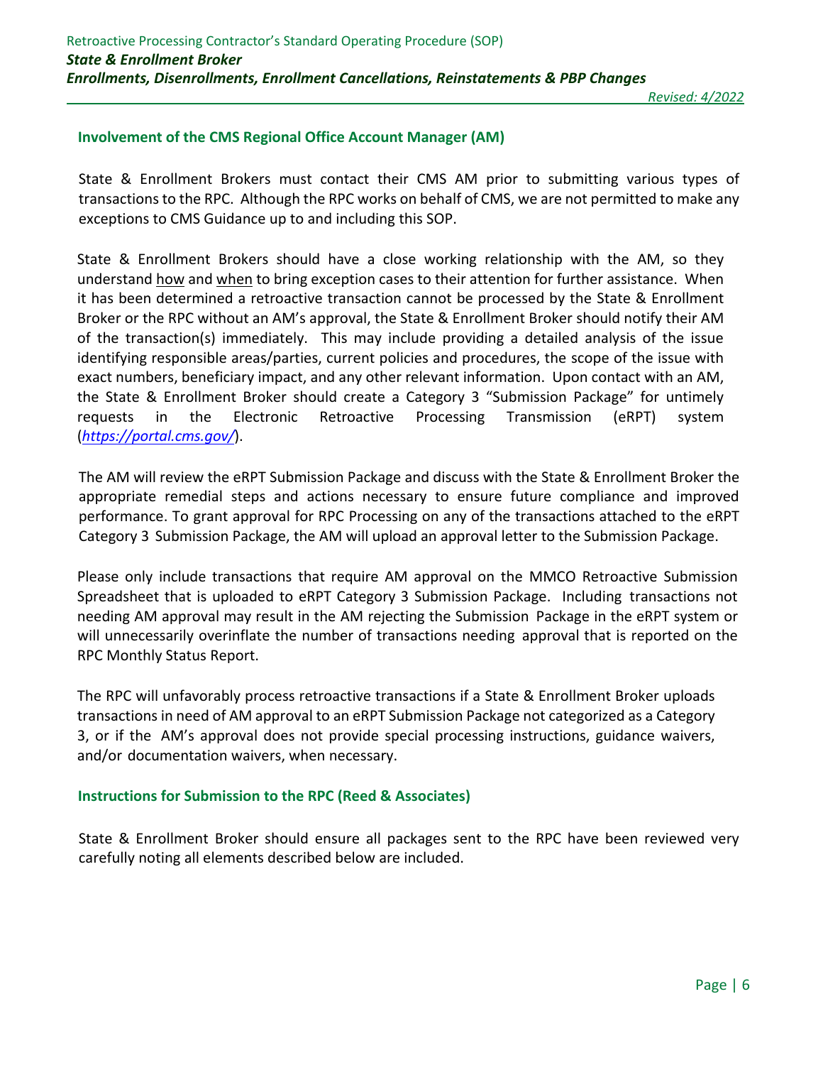## Involvement of the CMS Regional Office Account Manager (AM)

State & Enrollment Brokers must contact their CMS AM prior to submitting various types of transactions to the RPC. Although the RPC works on behalf of CMS, we are not permitted to make any exceptions to CMS Guidance up to and including this SOP.

State & Enrollment Brokers should have a close working relationship with the AM, so they understand how and when to bring exception cases to their attention for further assistance. When it has been determined a retroactive transaction cannot be processed by the State & Enrollment Broker or the RPC without an AM's approval, the State & Enrollment Broker should notify their AM of the transaction(s) immediately. This may include providing a detailed analysis of the issue identifying responsible areas/parties, current policies and procedures, the scope of the issue with exact numbers, beneficiary impact, and any other relevant information. Upon contact with an AM, the State & Enrollment Broker should create a Category 3 "Submission Package" for untimely requests in the Electronic Retroactive Processing Transmission (eRPT) system (*https://portal.cms.gov/*).

The AM will review the eRPT Submission Package and discuss with the State & Enrollment Broker the appropriate remedial steps and actions necessary to ensure future compliance and improved performance. To grant approval for RPC Processing on any of the transactions attached to the eRPT Category 3 Submission Package, the AM will upload an approval letter to the Submission Package.

Please only include transactions that require AM approval on the MMCO Retroactive Submission Spreadsheet that is uploaded to eRPT Category 3 Submission Package. Including transactions not needing AM approval may result in the AM rejecting the Submission Package in the eRPT system or will unnecessarily overinflate the number of transactions needing approval that is reported on the RPC Monthly Status Report.

The RPC will unfavorably process retroactive transactions if a State & Enrollment Broker uploads transactions in need of AM approval to an eRPT Submission Package not categorized as a Category 3, or if the AM's approval does not provide special processing instructions, guidance waivers, and/or documentation waivers, when necessary.

## Instructions for Submission to the RPC (Reed & Associates)

State & Enrollment Broker should ensure all packages sent to the RPC have been reviewed very carefully noting all elements described below are included.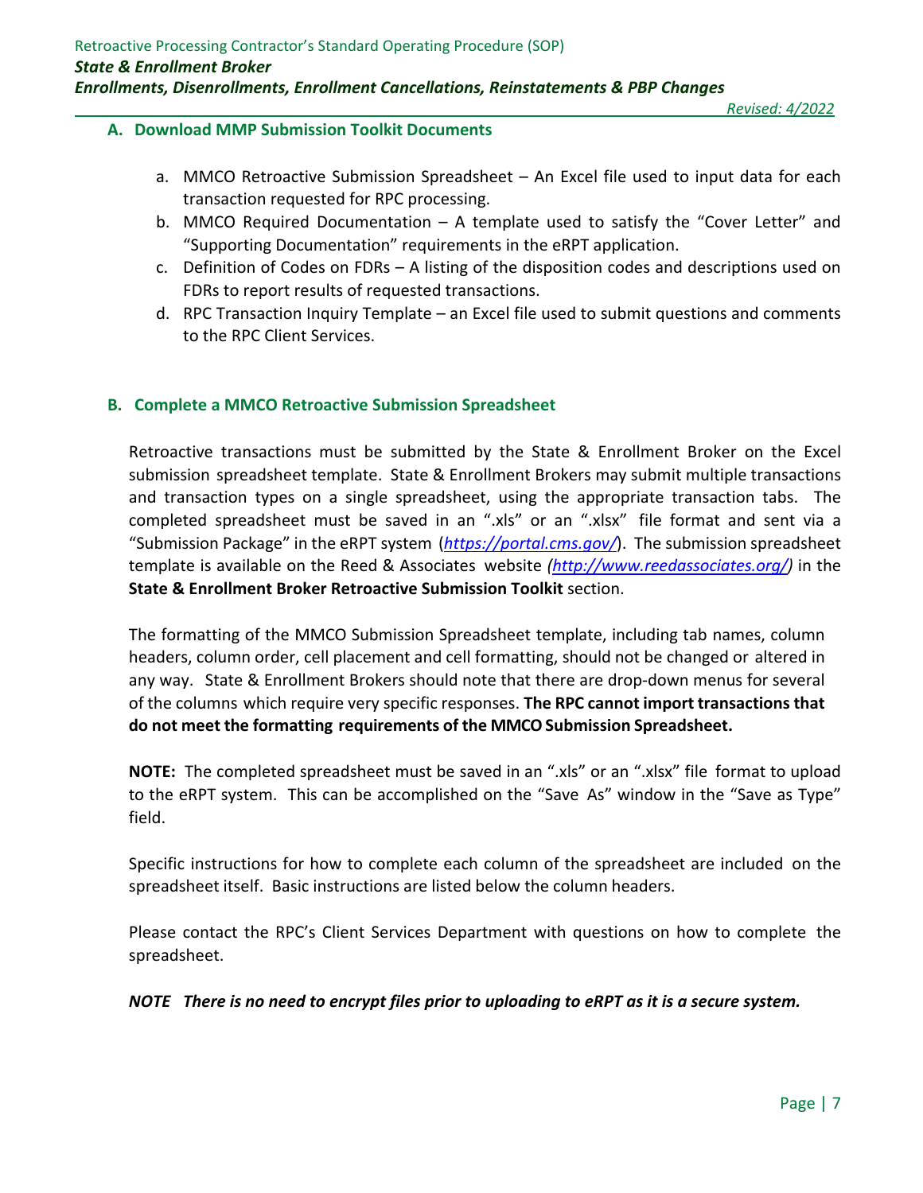### A. Download MMP Submission Toolkit Documents

a. MMCO Retroactive Submission Spreadsheet – An Excel file used to input data for each transaction requested for RPC processing.
b. MMCO Required Documentation – A template used to satisfy the "Cover Letter" and "Supporting Documentation" requirements in the eRPT application.
c. Definition of Codes on FDRs – A listing of the disposition codes and descriptions used on FDRs to report results of requested transactions.
d. RPC Transaction Inquiry Template – an Excel file used to submit questions and comments to the RPC Client Services.

### B. Complete a MMCO Retroactive Submission Spreadsheet

Retroactive transactions must be submitted by the State & Enrollment Broker on the Excel submission spreadsheet template. State & Enrollment Brokers may submit multiple transactions and transaction types on a single spreadsheet, using the appropriate transaction tabs. The completed spreadsheet must be saved in an ".xls" or an ".xlsx" file format and sent via a "Submission Package" in the eRPT system (*https://portal.cms.gov/*). The submission spreadsheet template is available on the Reed & Associates website *(http://www.reedassociates.org/)* in the **State & Enrollment Broker Retroactive Submission Toolkit** section.

The formatting of the MMCO Submission Spreadsheet template, including tab names, column headers, column order, cell placement and cell formatting, should not be changed or altered in any way. State & Enrollment Brokers should note that there are drop-down menus for several of the columns which require very specific responses. **The RPC cannot import transactions that do not meet the formatting requirements of the MMCO Submission Spreadsheet.**

**NOTE:** The completed spreadsheet must be saved in an ".xls" or an ".xlsx" file format to upload to the eRPT system. This can be accomplished on the "Save As" window in the "Save as Type" field.

Specific instructions for how to complete each column of the spreadsheet are included on the spreadsheet itself. Basic instructions are listed below the column headers.

Please contact the RPC's Client Services Department with questions on how to complete the spreadsheet.

***NOTE There is no need to encrypt files prior to uploading to eRPT as it is a secure system.***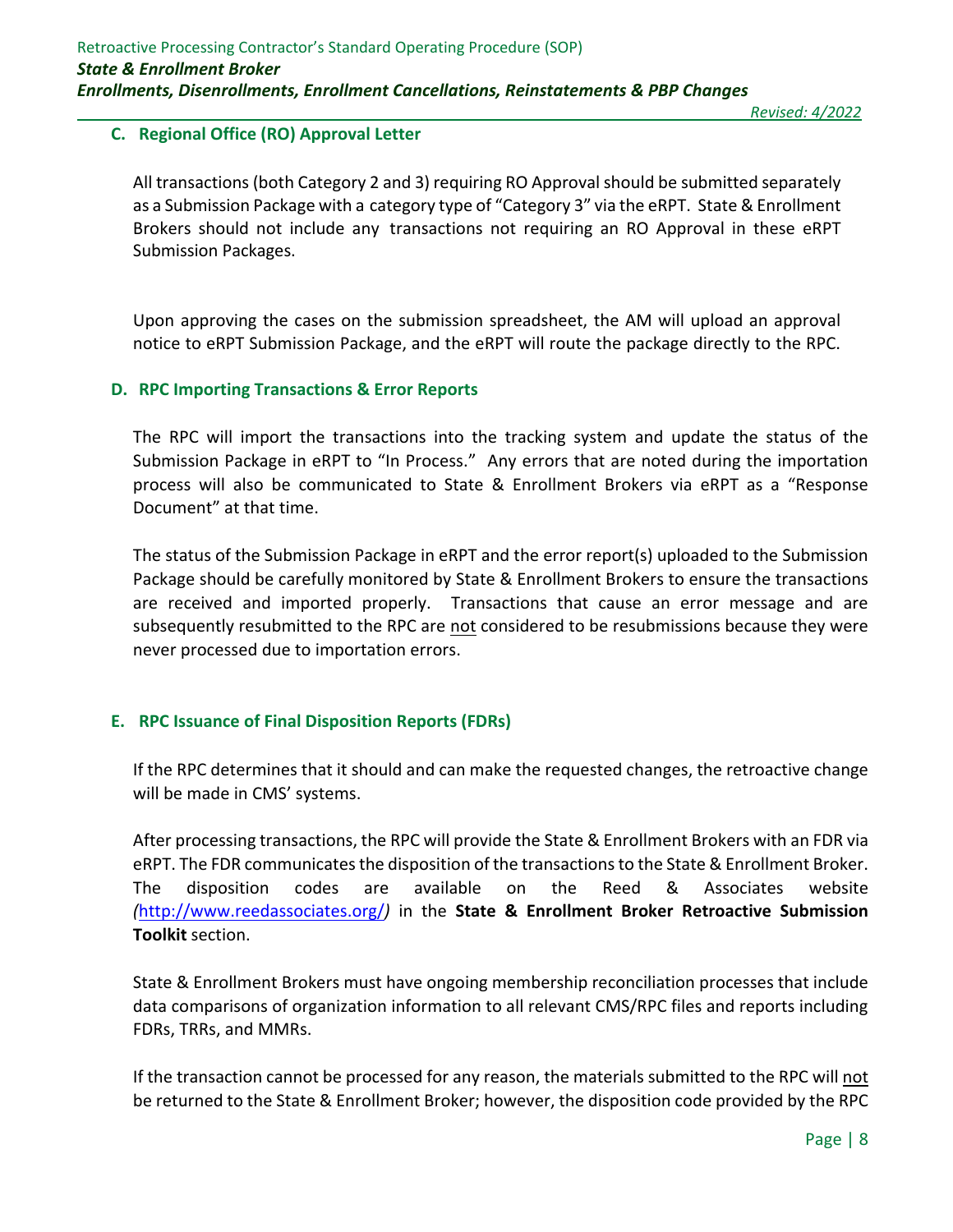### C. Regional Office (RO) Approval Letter

All transactions (both Category 2 and 3) requiring RO Approval should be submitted separately as a Submission Package with a category type of "Category 3" via the eRPT. State & Enrollment Brokers should not include any transactions not requiring an RO Approval in these eRPT Submission Packages.

Upon approving the cases on the submission spreadsheet, the AM will upload an approval notice to eRPT Submission Package, and the eRPT will route the package directly to the RPC.

### D. RPC Importing Transactions & Error Reports

The RPC will import the transactions into the tracking system and update the status of the Submission Package in eRPT to "In Process." Any errors that are noted during the importation process will also be communicated to State & Enrollment Brokers via eRPT as a "Response Document" at that time.

The status of the Submission Package in eRPT and the error report(s) uploaded to the Submission Package should be carefully monitored by State & Enrollment Brokers to ensure the transactions are received and imported properly. Transactions that cause an error message and are subsequently resubmitted to the RPC are <u>not</u> considered to be resubmissions because they were never processed due to importation errors.

### E. RPC Issuance of Final Disposition Reports (FDRs)

If the RPC determines that it should and can make the requested changes, the retroactive change will be made in CMS' systems.

After processing transactions, the RPC will provide the State & Enrollment Brokers with an FDR via eRPT. The FDR communicates the disposition of the transactions to the State & Enrollment Broker. The disposition codes are available on the Reed & Associates website *(*http://www.reedassociates.org/*)* in the **State & Enrollment Broker Retroactive Submission Toolkit** section.

State & Enrollment Brokers must have ongoing membership reconciliation processes that include data comparisons of organization information to all relevant CMS/RPC files and reports including FDRs, TRRs, and MMRs.

If the transaction cannot be processed for any reason, the materials submitted to the RPC will <u>not</u> be returned to the State & Enrollment Broker; however, the disposition code provided by the RPC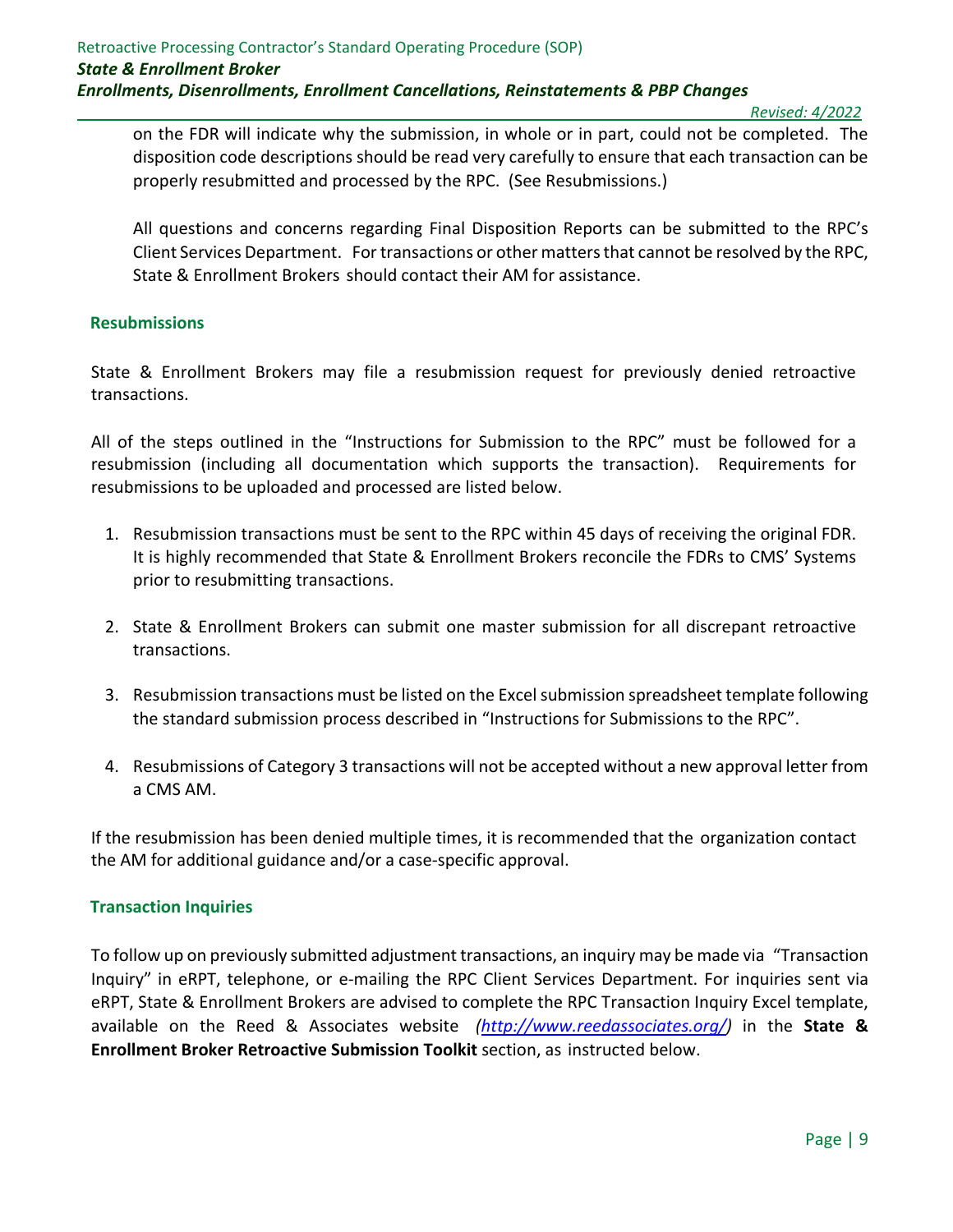on the FDR will indicate why the submission, in whole or in part, could not be completed. The disposition code descriptions should be read very carefully to ensure that each transaction can be properly resubmitted and processed by the RPC. (See Resubmissions.)

All questions and concerns regarding Final Disposition Reports can be submitted to the RPC's Client Services Department. For transactions or other matters that cannot be resolved by the RPC, State & Enrollment Brokers should contact their AM for assistance.

## Resubmissions

State & Enrollment Brokers may file a resubmission request for previously denied retroactive transactions.

All of the steps outlined in the "Instructions for Submission to the RPC" must be followed for a resubmission (including all documentation which supports the transaction). Requirements for resubmissions to be uploaded and processed are listed below.

1. Resubmission transactions must be sent to the RPC within 45 days of receiving the original FDR. It is highly recommended that State & Enrollment Brokers reconcile the FDRs to CMS' Systems prior to resubmitting transactions.

2. State & Enrollment Brokers can submit one master submission for all discrepant retroactive transactions.

3. Resubmission transactions must be listed on the Excel submission spreadsheet template following the standard submission process described in "Instructions for Submissions to the RPC".

4. Resubmissions of Category 3 transactions will not be accepted without a new approval letter from a CMS AM.

If the resubmission has been denied multiple times, it is recommended that the organization contact the AM for additional guidance and/or a case-specific approval.

## Transaction Inquiries

To follow up on previously submitted adjustment transactions, an inquiry may be made via "Transaction Inquiry" in eRPT, telephone, or e-mailing the RPC Client Services Department. For inquiries sent via eRPT, State & Enrollment Brokers are advised to complete the RPC Transaction Inquiry Excel template, available on the Reed & Associates website *(http://www.reedassociates.org/)* in the **State & Enrollment Broker Retroactive Submission Toolkit** section, as instructed below.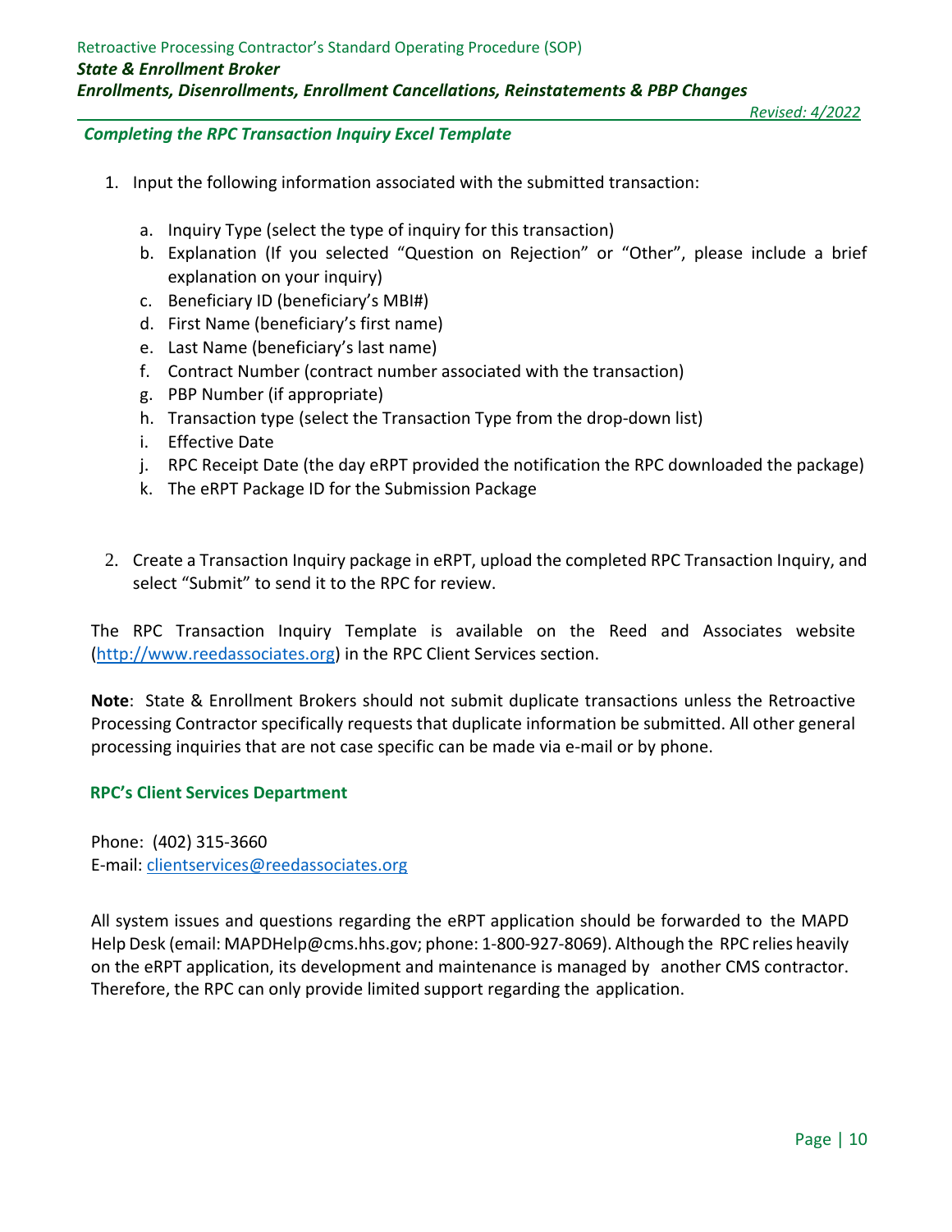### *Completing the RPC Transaction Inquiry Excel Template*

1. Input the following information associated with the submitted transaction:

   a. Inquiry Type (select the type of inquiry for this transaction)
   b. Explanation (If you selected "Question on Rejection" or "Other", please include a brief explanation on your inquiry)
   c. Beneficiary ID (beneficiary's MBI#)
   d. First Name (beneficiary's first name)
   e. Last Name (beneficiary's last name)
   f. Contract Number (contract number associated with the transaction)
   g. PBP Number (if appropriate)
   h. Transaction type (select the Transaction Type from the drop-down list)
   i. Effective Date
   j. RPC Receipt Date (the day eRPT provided the notification the RPC downloaded the package)
   k. The eRPT Package ID for the Submission Package

2. Create a Transaction Inquiry package in eRPT, upload the completed RPC Transaction Inquiry, and select "Submit" to send it to the RPC for review.

The RPC Transaction Inquiry Template is available on the Reed and Associates website (http://www.reedassociates.org) in the RPC Client Services section.

**Note**: State & Enrollment Brokers should not submit duplicate transactions unless the Retroactive Processing Contractor specifically requests that duplicate information be submitted. All other general processing inquiries that are not case specific can be made via e-mail or by phone.

**RPC's Client Services Department**

Phone: (402) 315-3660
E-mail: clientservices@reedassociates.org

All system issues and questions regarding the eRPT application should be forwarded to the MAPD Help Desk (email: MAPDHelp@cms.hhs.gov; phone: 1-800-927-8069). Although the RPC relies heavily on the eRPT application, its development and maintenance is managed by another CMS contractor. Therefore, the RPC can only provide limited support regarding the application.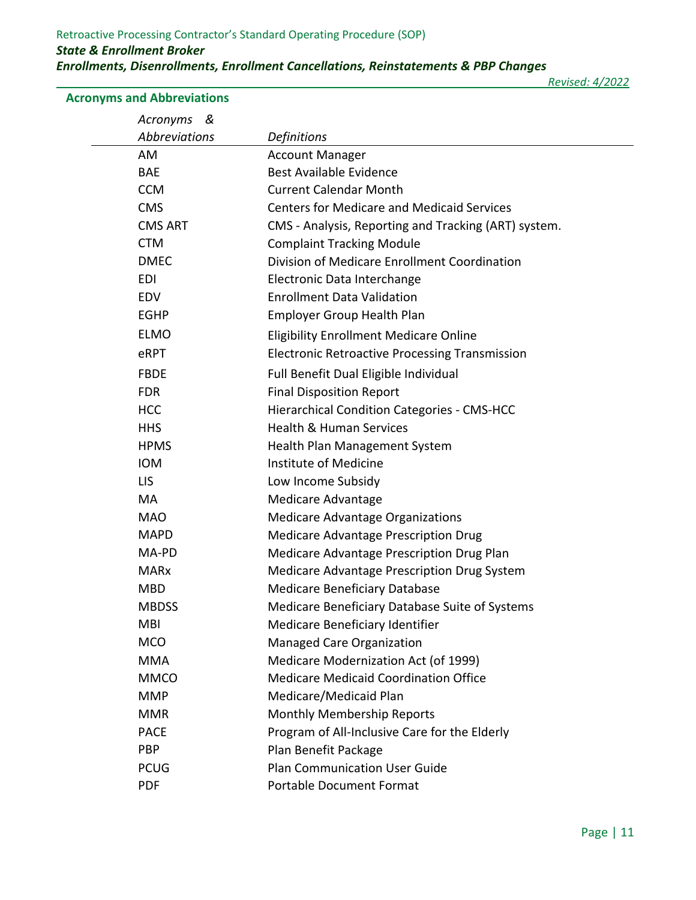## Acronyms and Abbreviations

| *Acronyms & Abbreviations* | *Definitions* |
|---|---|
| AM | Account Manager |
| BAE | Best Available Evidence |
| CCM | Current Calendar Month |
| CMS | Centers for Medicare and Medicaid Services |
| CMS ART | CMS - Analysis, Reporting and Tracking (ART) system. |
| CTM | Complaint Tracking Module |
| DMEC | Division of Medicare Enrollment Coordination |
| EDI | Electronic Data Interchange |
| EDV | Enrollment Data Validation |
| EGHP | Employer Group Health Plan |
| ELMO | Eligibility Enrollment Medicare Online |
| eRPT | Electronic Retroactive Processing Transmission |
| FBDE | Full Benefit Dual Eligible Individual |
| FDR | Final Disposition Report |
| HCC | Hierarchical Condition Categories - CMS-HCC |
| HHS | Health & Human Services |
| HPMS | Health Plan Management System |
| IOM | Institute of Medicine |
| LIS | Low Income Subsidy |
| MA | Medicare Advantage |
| MAO | Medicare Advantage Organizations |
| MAPD | Medicare Advantage Prescription Drug |
| MA-PD | Medicare Advantage Prescription Drug Plan |
| MARx | Medicare Advantage Prescription Drug System |
| MBD | Medicare Beneficiary Database |
| MBDSS | Medicare Beneficiary Database Suite of Systems |
| MBI | Medicare Beneficiary Identifier |
| MCO | Managed Care Organization |
| MMA | Medicare Modernization Act (of 1999) |
| MMCO | Medicare Medicaid Coordination Office |
| MMP | Medicare/Medicaid Plan |
| MMR | Monthly Membership Reports |
| PACE | Program of All-Inclusive Care for the Elderly |
| PBP | Plan Benefit Package |
| PCUG | Plan Communication User Guide |
| PDF | Portable Document Format |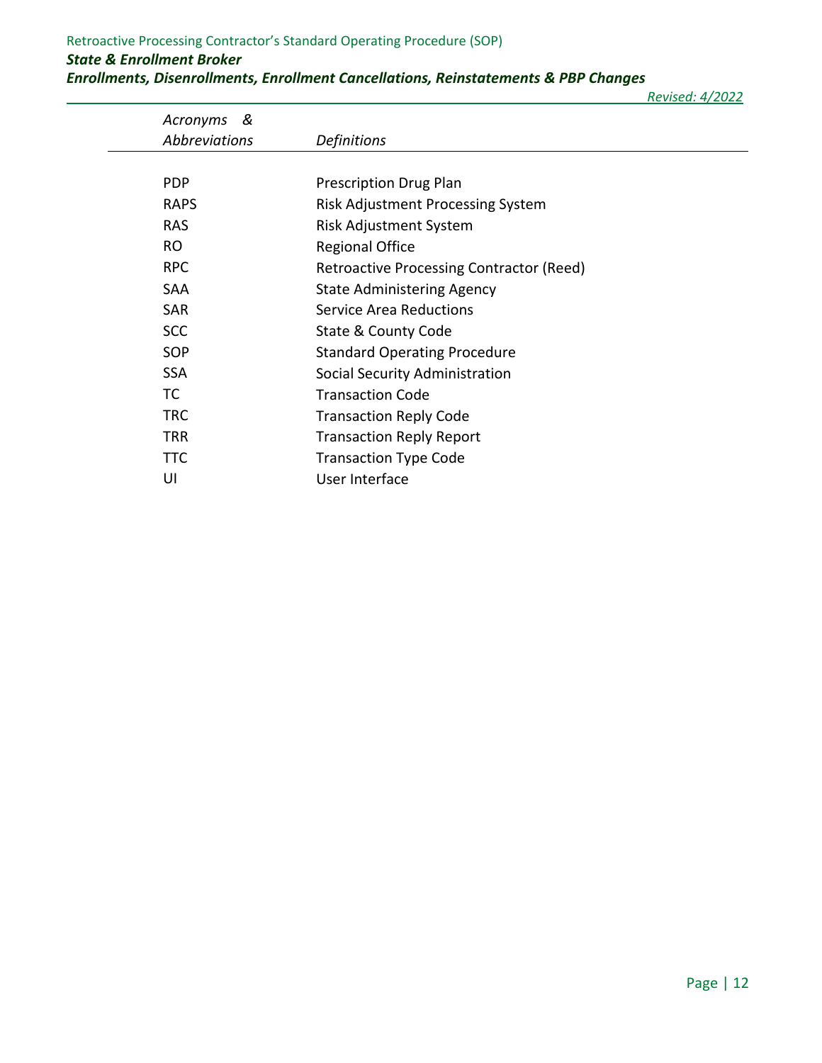| Acronyms & Abbreviations | Definitions |
|---|---|
| PDP | Prescription Drug Plan |
| RAPS | Risk Adjustment Processing System |
| RAS | Risk Adjustment System |
| RO | Regional Office |
| RPC | Retroactive Processing Contractor (Reed) |
| SAA | State Administering Agency |
| SAR | Service Area Reductions |
| SCC | State & County Code |
| SOP | Standard Operating Procedure |
| SSA | Social Security Administration |
| TC | Transaction Code |
| TRC | Transaction Reply Code |
| TRR | Transaction Reply Report |
| TTC | Transaction Type Code |
| UI | User Interface |